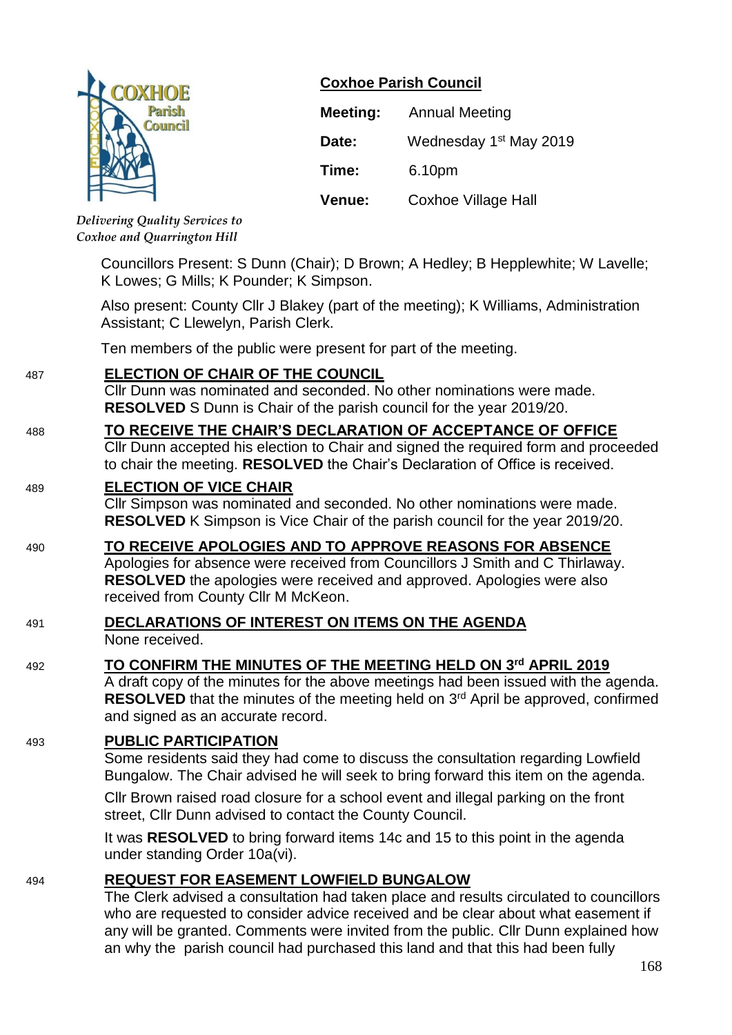## Coxhoe Parish Council

*Delivering Quality Services to Coxhoe and Quarrington Hill*

| | |
|---|---|
| **Meeting:** | Annual Meeting |
| **Date:** | Wednesday 1st May 2019 |
| **Time:** | 6.10pm |
| **Venue:** | Coxhoe Village Hall |

Councillors Present: S Dunn (Chair); D Brown; A Hedley; B Hepplewhite; W Lavelle; K Lowes; G Mills; K Pounder; K Simpson.

Also present: County Cllr J Blakey (part of the meeting); K Williams, Administration Assistant; C Llewelyn, Parish Clerk.

Ten members of the public were present for part of the meeting.

487 **ELECTION OF CHAIR OF THE COUNCIL**

Cllr Dunn was nominated and seconded. No other nominations were made. **RESOLVED** S Dunn is Chair of the parish council for the year 2019/20.

488 **TO RECEIVE THE CHAIR'S DECLARATION OF ACCEPTANCE OF OFFICE**

Cllr Dunn accepted his election to Chair and signed the required form and proceeded to chair the meeting. **RESOLVED** the Chair's Declaration of Office is received.

489 **ELECTION OF VICE CHAIR**

Cllr Simpson was nominated and seconded. No other nominations were made. **RESOLVED** K Simpson is Vice Chair of the parish council for the year 2019/20.

490 **TO RECEIVE APOLOGIES AND TO APPROVE REASONS FOR ABSENCE**

Apologies for absence were received from Councillors J Smith and C Thirlaway. **RESOLVED** the apologies were received and approved. Apologies were also received from County Cllr M McKeon.

491 **DECLARATIONS OF INTEREST ON ITEMS ON THE AGENDA**

None received.

492 **TO CONFIRM THE MINUTES OF THE MEETING HELD ON 3rd APRIL 2019**

A draft copy of the minutes for the above meetings had been issued with the agenda. **RESOLVED** that the minutes of the meeting held on 3rd April be approved, confirmed and signed as an accurate record.

493 **PUBLIC PARTICIPATION**

Some residents said they had come to discuss the consultation regarding Lowfield Bungalow. The Chair advised he will seek to bring forward this item on the agenda.

Cllr Brown raised road closure for a school event and illegal parking on the front street, Cllr Dunn advised to contact the County Council.

It was **RESOLVED** to bring forward items 14c and 15 to this point in the agenda under standing Order 10a(vi).

494 **REQUEST FOR EASEMENT LOWFIELD BUNGALOW**

The Clerk advised a consultation had taken place and results circulated to councillors who are requested to consider advice received and be clear about what easement if any will be granted. Comments were invited from the public. Cllr Dunn explained how an why the parish council had purchased this land and that this had been fully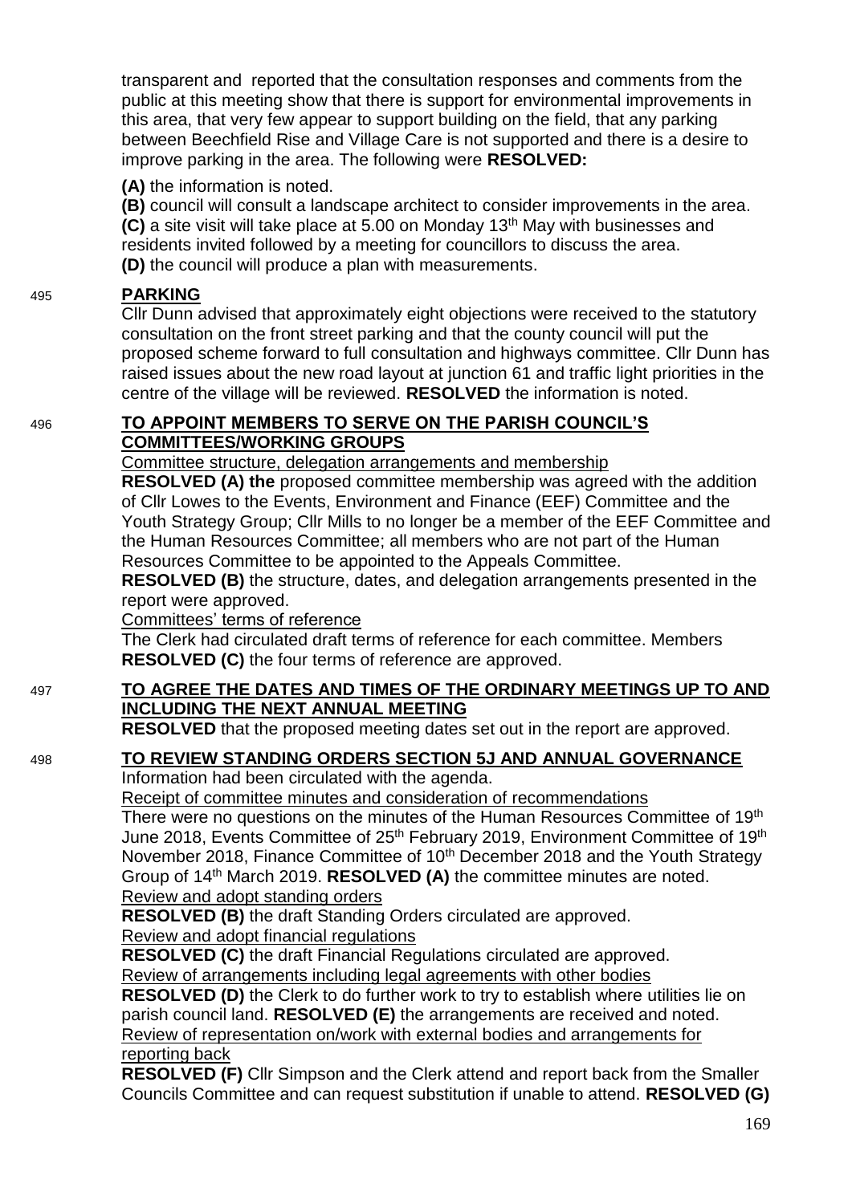transparent and reported that the consultation responses and comments from the public at this meeting show that there is support for environmental improvements in this area, that very few appear to support building on the field, that any parking between Beechfield Rise and Village Care is not supported and there is a desire to improve parking in the area. The following were **RESOLVED:**

**(A)** the information is noted.
**(B)** council will consult a landscape architect to consider improvements in the area.
**(C)** a site visit will take place at 5.00 on Monday 13th May with businesses and residents invited followed by a meeting for councillors to discuss the area.
**(D)** the council will produce a plan with measurements.

495 **PARKING**

Cllr Dunn advised that approximately eight objections were received to the statutory consultation on the front street parking and that the county council will put the proposed scheme forward to full consultation and highways committee. Cllr Dunn has raised issues about the new road layout at junction 61 and traffic light priorities in the centre of the village will be reviewed. **RESOLVED** the information is noted.

496 **TO APPOINT MEMBERS TO SERVE ON THE PARISH COUNCIL'S COMMITTEES/WORKING GROUPS**

Committee structure, delegation arrangements and membership

**RESOLVED (A) the** proposed committee membership was agreed with the addition of Cllr Lowes to the Events, Environment and Finance (EEF) Committee and the Youth Strategy Group; Cllr Mills to no longer be a member of the EEF Committee and the Human Resources Committee; all members who are not part of the Human Resources Committee to be appointed to the Appeals Committee.

**RESOLVED (B)** the structure, dates, and delegation arrangements presented in the report were approved.

Committees' terms of reference

The Clerk had circulated draft terms of reference for each committee. Members **RESOLVED (C)** the four terms of reference are approved.

497 **TO AGREE THE DATES AND TIMES OF THE ORDINARY MEETINGS UP TO AND INCLUDING THE NEXT ANNUAL MEETING**

**RESOLVED** that the proposed meeting dates set out in the report are approved.

498 **TO REVIEW STANDING ORDERS SECTION 5J AND ANNUAL GOVERNANCE**

Information had been circulated with the agenda.

Receipt of committee minutes and consideration of recommendations

There were no questions on the minutes of the Human Resources Committee of 19th June 2018, Events Committee of 25th February 2019, Environment Committee of 19th November 2018, Finance Committee of 10th December 2018 and the Youth Strategy Group of 14th March 2019. **RESOLVED (A)** the committee minutes are noted.

Review and adopt standing orders

**RESOLVED (B)** the draft Standing Orders circulated are approved.

Review and adopt financial regulations

**RESOLVED (C)** the draft Financial Regulations circulated are approved.

Review of arrangements including legal agreements with other bodies

**RESOLVED (D)** the Clerk to do further work to try to establish where utilities lie on parish council land. **RESOLVED (E)** the arrangements are received and noted.

Review of representation on/work with external bodies and arrangements for reporting back

**RESOLVED (F)** Cllr Simpson and the Clerk attend and report back from the Smaller Councils Committee and can request substitution if unable to attend. **RESOLVED (G)**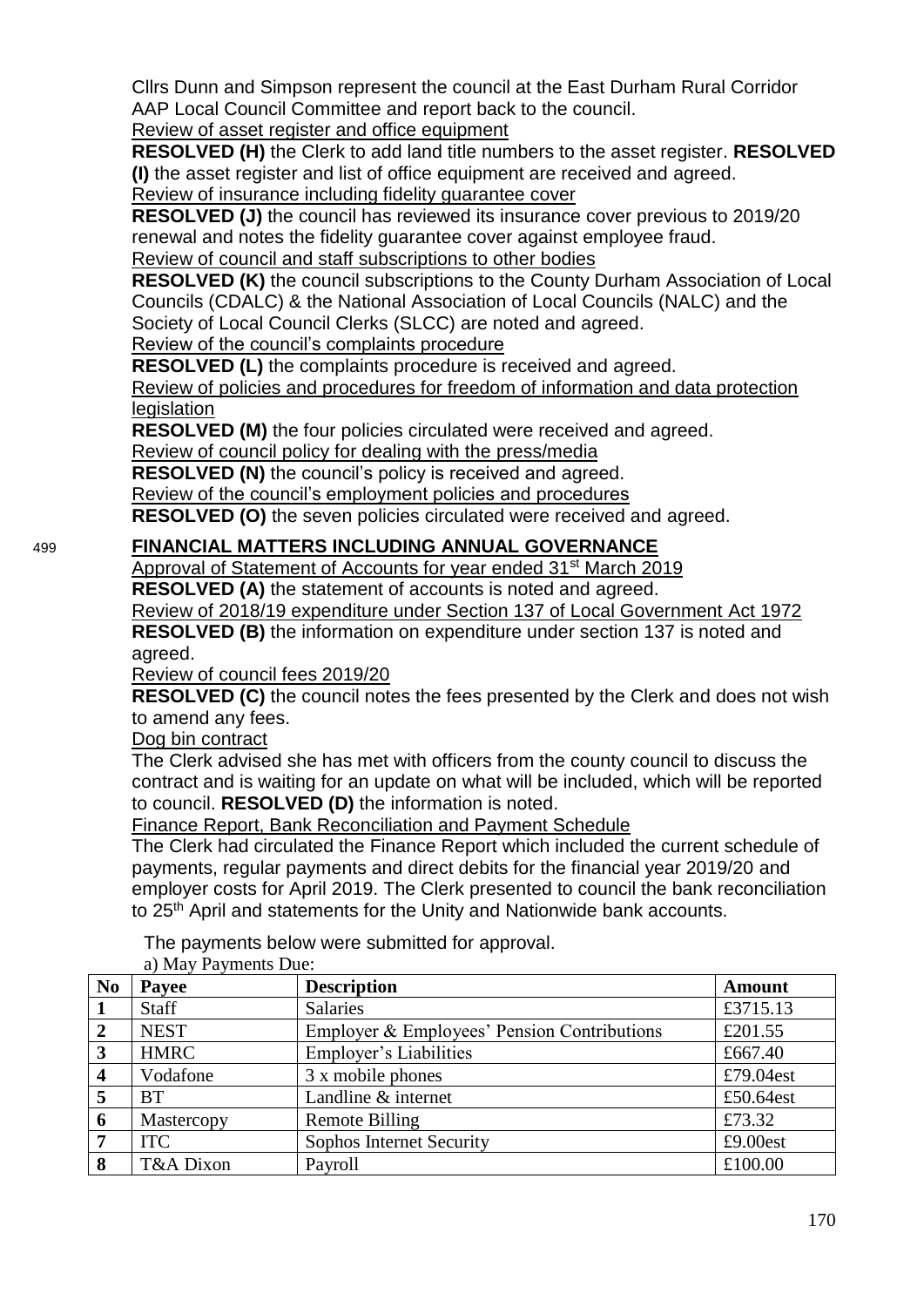Cllrs Dunn and Simpson represent the council at the East Durham Rural Corridor AAP Local Council Committee and report back to the council.

Review of asset register and office equipment

**RESOLVED (H)** the Clerk to add land title numbers to the asset register. **RESOLVED (I)** the asset register and list of office equipment are received and agreed.

Review of insurance including fidelity guarantee cover

**RESOLVED (J)** the council has reviewed its insurance cover previous to 2019/20 renewal and notes the fidelity guarantee cover against employee fraud.

Review of council and staff subscriptions to other bodies

**RESOLVED (K)** the council subscriptions to the County Durham Association of Local Councils (CDALC) & the National Association of Local Councils (NALC) and the Society of Local Council Clerks (SLCC) are noted and agreed.

Review of the council's complaints procedure

**RESOLVED (L)** the complaints procedure is received and agreed.

Review of policies and procedures for freedom of information and data protection legislation

**RESOLVED (M)** the four policies circulated were received and agreed.

Review of council policy for dealing with the press/media

**RESOLVED (N)** the council's policy is received and agreed.

Review of the council's employment policies and procedures

**RESOLVED (O)** the seven policies circulated were received and agreed.

499 **FINANCIAL MATTERS INCLUDING ANNUAL GOVERNANCE**

Approval of Statement of Accounts for year ended 31st March 2019

**RESOLVED (A)** the statement of accounts is noted and agreed.

Review of 2018/19 expenditure under Section 137 of Local Government Act 1972

**RESOLVED (B)** the information on expenditure under section 137 is noted and agreed.

Review of council fees 2019/20

**RESOLVED (C)** the council notes the fees presented by the Clerk and does not wish to amend any fees.

Dog bin contract

The Clerk advised she has met with officers from the county council to discuss the contract and is waiting for an update on what will be included, which will be reported to council. **RESOLVED (D)** the information is noted.

Finance Report, Bank Reconciliation and Payment Schedule

The Clerk had circulated the Finance Report which included the current schedule of payments, regular payments and direct debits for the financial year 2019/20 and employer costs for April 2019. The Clerk presented to council the bank reconciliation to 25th April and statements for the Unity and Nationwide bank accounts.

The payments below were submitted for approval.

a) May Payments Due:

| No | Payee | Description | Amount |
|---|---|---|---|
| 1 | Staff | Salaries | £3715.13 |
| 2 | NEST | Employer & Employees' Pension Contributions | £201.55 |
| 3 | HMRC | Employer's Liabilities | £667.40 |
| 4 | Vodafone | 3 x mobile phones | £79.04est |
| 5 | BT | Landline & internet | £50.64est |
| 6 | Mastercopy | Remote Billing | £73.32 |
| 7 | ITC | Sophos Internet Security | £9.00est |
| 8 | T&A Dixon | Payroll | £100.00 |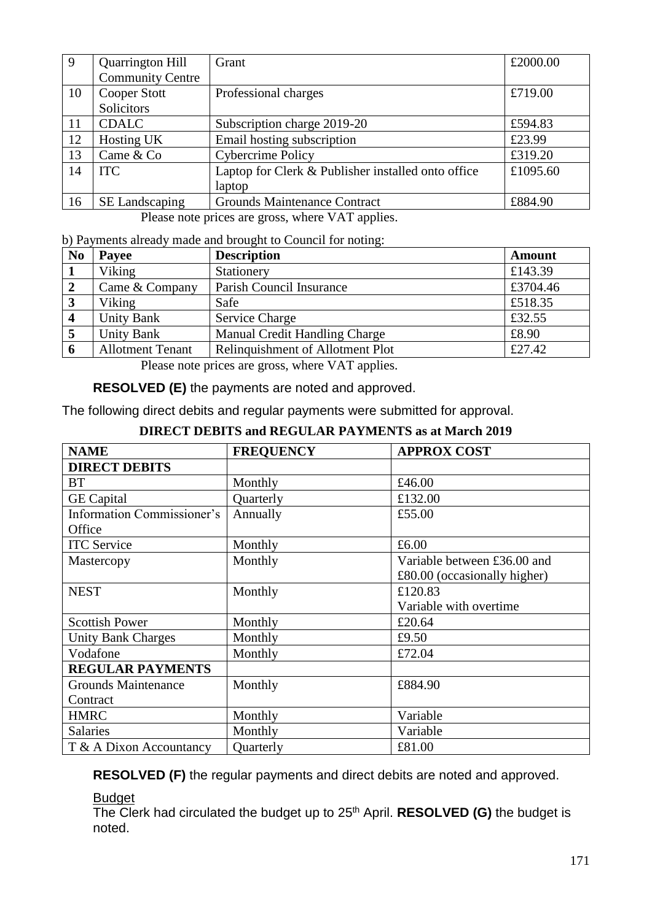| 9 | Quarrington Hill Community Centre | Grant | £2000.00 |
|---|---|---|---|
| 10 | Cooper Stott Solicitors | Professional charges | £719.00 |
| 11 | CDALC | Subscription charge 2019-20 | £594.83 |
| 12 | Hosting UK | Email hosting subscription | £23.99 |
| 13 | Came & Co | Cybercrime Policy | £319.20 |
| 14 | ITC | Laptop for Clerk & Publisher installed onto office laptop | £1095.60 |
| 16 | SE Landscaping | Grounds Maintenance Contract | £884.90 |

Please note prices are gross, where VAT applies.

b) Payments already made and brought to Council for noting:

| No | Payee | Description | Amount |
|---|---|---|---|
| 1 | Viking | Stationery | £143.39 |
| 2 | Came & Company | Parish Council Insurance | £3704.46 |
| 3 | Viking | Safe | £518.35 |
| 4 | Unity Bank | Service Charge | £32.55 |
| 5 | Unity Bank | Manual Credit Handling Charge | £8.90 |
| 6 | Allotment Tenant | Relinquishment of Allotment Plot | £27.42 |

Please note prices are gross, where VAT applies.

**RESOLVED (E)** the payments are noted and approved.

The following direct debits and regular payments were submitted for approval.

**DIRECT DEBITS and REGULAR PAYMENTS as at March 2019**

| NAME | FREQUENCY | APPROX COST |
|---|---|---|
| **DIRECT DEBITS** | | |
| BT | Monthly | £46.00 |
| GE Capital | Quarterly | £132.00 |
| Information Commissioner's Office | Annually | £55.00 |
| ITC Service | Monthly | £6.00 |
| Mastercopy | Monthly | Variable between £36.00 and £80.00 (occasionally higher) |
| NEST | Monthly | £120.83 Variable with overtime |
| Scottish Power | Monthly | £20.64 |
| Unity Bank Charges | Monthly | £9.50 |
| Vodafone | Monthly | £72.04 |
| **REGULAR PAYMENTS** | | |
| Grounds Maintenance Contract | Monthly | £884.90 |
| HMRC | Monthly | Variable |
| Salaries | Monthly | Variable |
| T & A Dixon Accountancy | Quarterly | £81.00 |

**RESOLVED (F)** the regular payments and direct debits are noted and approved.

Budget

The Clerk had circulated the budget up to 25th April. **RESOLVED (G)** the budget is noted.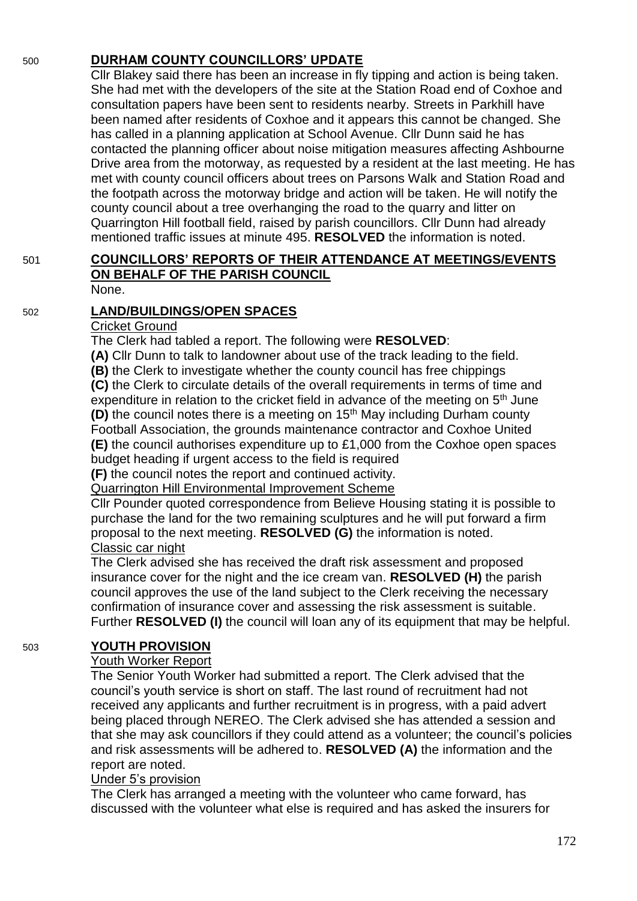500 **DURHAM COUNTY COUNCILLORS' UPDATE**

Cllr Blakey said there has been an increase in fly tipping and action is being taken. She had met with the developers of the site at the Station Road end of Coxhoe and consultation papers have been sent to residents nearby. Streets in Parkhill have been named after residents of Coxhoe and it appears this cannot be changed. She has called in a planning application at School Avenue. Cllr Dunn said he has contacted the planning officer about noise mitigation measures affecting Ashbourne Drive area from the motorway, as requested by a resident at the last meeting. He has met with county council officers about trees on Parsons Walk and Station Road and the footpath across the motorway bridge and action will be taken. He will notify the county council about a tree overhanging the road to the quarry and litter on Quarrington Hill football field, raised by parish councillors. Cllr Dunn had already mentioned traffic issues at minute 495. **RESOLVED** the information is noted.

501 **COUNCILLORS' REPORTS OF THEIR ATTENDANCE AT MEETINGS/EVENTS ON BEHALF OF THE PARISH COUNCIL**

None.

502 **LAND/BUILDINGS/OPEN SPACES**

Cricket Ground

The Clerk had tabled a report. The following were **RESOLVED**:

**(A)** Cllr Dunn to talk to landowner about use of the track leading to the field.

**(B)** the Clerk to investigate whether the county council has free chippings

**(C)** the Clerk to circulate details of the overall requirements in terms of time and expenditure in relation to the cricket field in advance of the meeting on 5th June

**(D)** the council notes there is a meeting on 15th May including Durham county Football Association, the grounds maintenance contractor and Coxhoe United

**(E)** the council authorises expenditure up to £1,000 from the Coxhoe open spaces budget heading if urgent access to the field is required

**(F)** the council notes the report and continued activity.

Quarrington Hill Environmental Improvement Scheme

Cllr Pounder quoted correspondence from Believe Housing stating it is possible to purchase the land for the two remaining sculptures and he will put forward a firm proposal to the next meeting. **RESOLVED (G)** the information is noted.

Classic car night

The Clerk advised she has received the draft risk assessment and proposed insurance cover for the night and the ice cream van. **RESOLVED (H)** the parish council approves the use of the land subject to the Clerk receiving the necessary confirmation of insurance cover and assessing the risk assessment is suitable. Further **RESOLVED (I)** the council will loan any of its equipment that may be helpful.

503 **YOUTH PROVISION**

Youth Worker Report

The Senior Youth Worker had submitted a report. The Clerk advised that the council's youth service is short on staff. The last round of recruitment had not received any applicants and further recruitment is in progress, with a paid advert being placed through NEREO. The Clerk advised she has attended a session and that she may ask councillors if they could attend as a volunteer; the council's policies and risk assessments will be adhered to. **RESOLVED (A)** the information and the report are noted.

Under 5's provision

The Clerk has arranged a meeting with the volunteer who came forward, has discussed with the volunteer what else is required and has asked the insurers for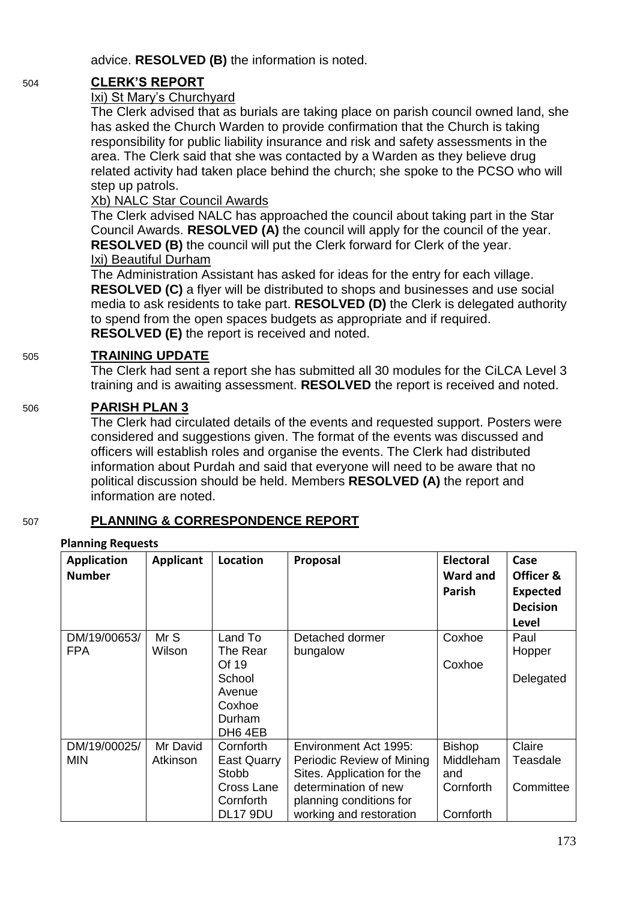advice. **RESOLVED (B)** the information is noted.

504 **CLERK'S REPORT**

Ixi) St Mary's Churchyard

The Clerk advised that as burials are taking place on parish council owned land, she has asked the Church Warden to provide confirmation that the Church is taking responsibility for public liability insurance and risk and safety assessments in the area. The Clerk said that she was contacted by a Warden as they believe drug related activity had taken place behind the church; she spoke to the PCSO who will step up patrols.

Xb) NALC Star Council Awards

The Clerk advised NALC has approached the council about taking part in the Star Council Awards. **RESOLVED (A)** the council will apply for the council of the year. **RESOLVED (B)** the council will put the Clerk forward for Clerk of the year.

Ixi) Beautiful Durham

The Administration Assistant has asked for ideas for the entry for each village. **RESOLVED (C)** a flyer will be distributed to shops and businesses and use social media to ask residents to take part. **RESOLVED (D)** the Clerk is delegated authority to spend from the open spaces budgets as appropriate and if required. **RESOLVED (E)** the report is received and noted.

505 **TRAINING UPDATE**

The Clerk had sent a report she has submitted all 30 modules for the CiLCA Level 3 training and is awaiting assessment. **RESOLVED** the report is received and noted.

506 **PARISH PLAN 3**

The Clerk had circulated details of the events and requested support. Posters were considered and suggestions given. The format of the events was discussed and officers will establish roles and organise the events. The Clerk had distributed information about Purdah and said that everyone will need to be aware that no political discussion should be held. Members **RESOLVED (A)** the report and information are noted.

507 **PLANNING & CORRESPONDENCE REPORT**

**Planning Requests**

| Application Number | Applicant | Location | Proposal | Electoral Ward and Parish | Case Officer & Expected Decision Level |
|---|---|---|---|---|---|
| DM/19/00653/FPA | Mr S Wilson | Land To The Rear Of 19 School Avenue Coxhoe Durham DH6 4EB | Detached dormer bungalow | Coxhoe<br>Coxhoe | Paul Hopper<br>Delegated |
| DM/19/00025/MIN | Mr David Atkinson | Cornforth East Quarry Stobb Cross Lane Cornforth DL17 9DU | Environment Act 1995: Periodic Review of Mining Sites. Application for the determination of new planning conditions for working and restoration | Bishop Middleham and Cornforth<br>Cornforth | Claire Teasdale<br>Committee |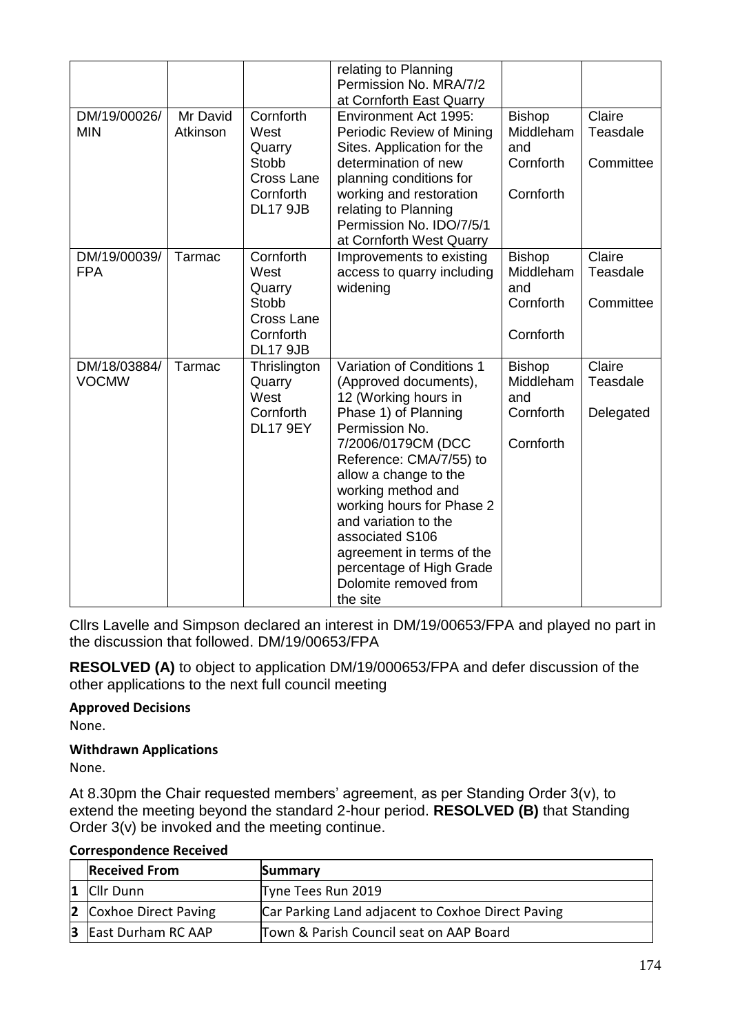| | | | relating to Planning Permission No. MRA/7/2 at Cornforth East Quarry | | |
|---|---|---|---|---|---|
| DM/19/00026/MIN | Mr David Atkinson | Cornforth West Quarry Stobb Cross Lane Cornforth DL17 9JB | Environment Act 1995: Periodic Review of Mining Sites. Application for the determination of new planning conditions for working and restoration relating to Planning Permission No. IDO/7/5/1 at Cornforth West Quarry | Bishop Middleham and Cornforth Cornforth | Claire Teasdale Committee |
| DM/19/00039/FPA | Tarmac | Cornforth West Quarry Stobb Cross Lane Cornforth DL17 9JB | Improvements to existing access to quarry including widening | Bishop Middleham and Cornforth Cornforth | Claire Teasdale Committee |
| DM/18/03884/VOCMW | Tarmac | Thrislington Quarry West Cornforth DL17 9EY | Variation of Conditions 1 (Approved documents), 12 (Working hours in Phase 1) of Planning Permission No. 7/2006/0179CM (DCC Reference: CMA/7/55) to allow a change to the working method and working hours for Phase 2 and variation to the associated S106 agreement in terms of the percentage of High Grade Dolomite removed from the site | Bishop Middleham and Cornforth Cornforth | Claire Teasdale Delegated |

Cllrs Lavelle and Simpson declared an interest in DM/19/00653/FPA and played no part in the discussion that followed. DM/19/00653/FPA

**RESOLVED (A)** to object to application DM/19/000653/FPA and defer discussion of the other applications to the next full council meeting

**Approved Decisions**

None.

**Withdrawn Applications**

None.

At 8.30pm the Chair requested members' agreement, as per Standing Order 3(v), to extend the meeting beyond the standard 2-hour period. **RESOLVED (B)** that Standing Order 3(v) be invoked and the meeting continue.

**Correspondence Received**

| | Received From | Summary |
|---|---|---|
| 1 | Cllr Dunn | Tyne Tees Run 2019 |
| 2 | Coxhoe Direct Paving | Car Parking Land adjacent to Coxhoe Direct Paving |
| 3 | East Durham RC AAP | Town & Parish Council seat on AAP Board |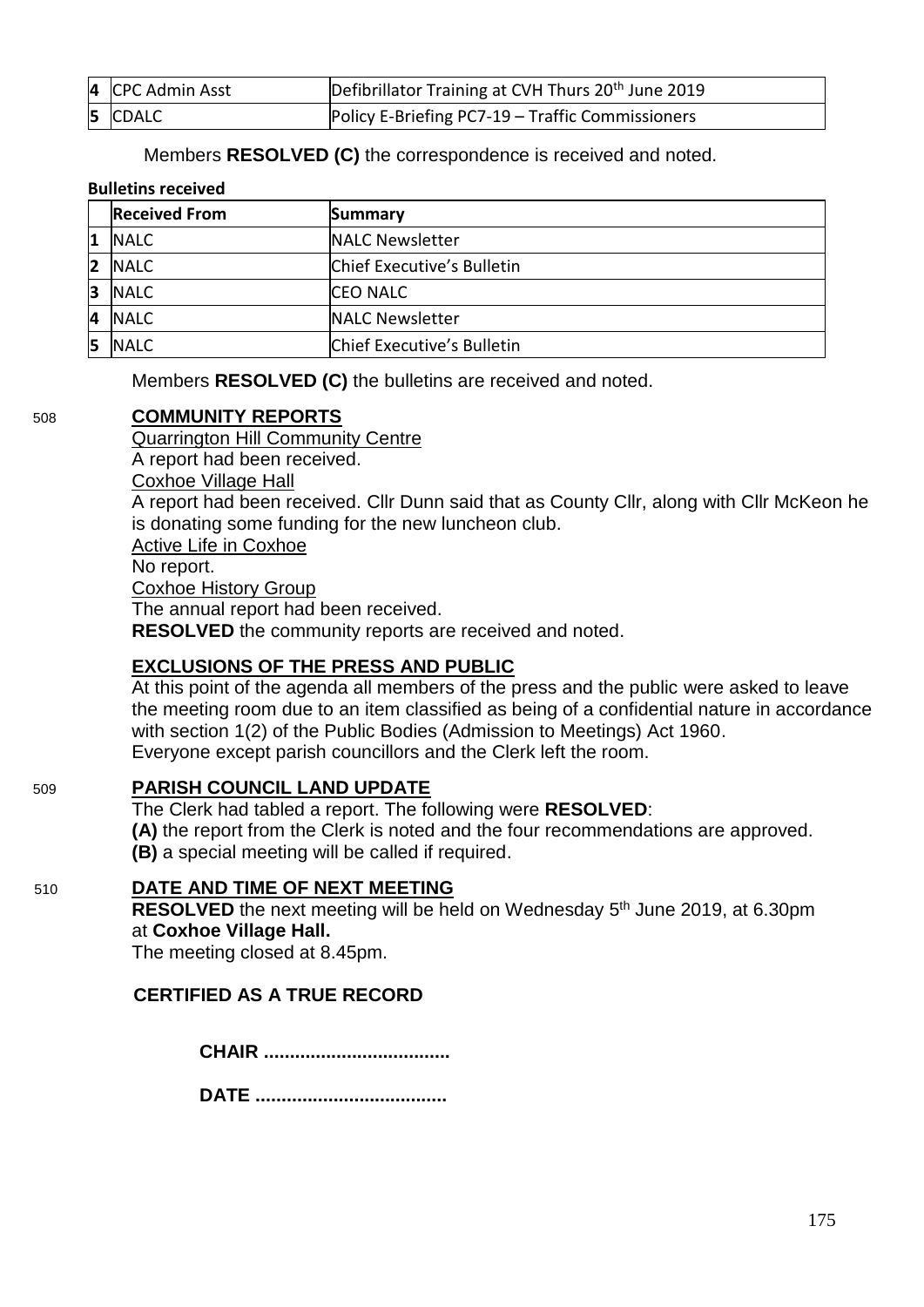| | | |
|---|---|---|
| **4** | CPC Admin Asst | Defibrillator Training at CVH Thurs 20th June 2019 |
| **5** | CDALC | Policy E-Briefing PC7-19 – Traffic Commissioners |

Members **RESOLVED (C)** the correspondence is received and noted.

**Bulletins received**

| | **Received From** | **Summary** |
|---|---|---|
| **1** | NALC | NALC Newsletter |
| **2** | NALC | Chief Executive's Bulletin |
| **3** | NALC | CEO NALC |
| **4** | NALC | NALC Newsletter |
| **5** | NALC | Chief Executive's Bulletin |

Members **RESOLVED (C)** the bulletins are received and noted.

508 **COMMUNITY REPORTS**

Quarrington Hill Community Centre
A report had been received.
Coxhoe Village Hall
A report had been received. Cllr Dunn said that as County Cllr, along with Cllr McKeon he is donating some funding for the new luncheon club.
Active Life in Coxhoe
No report.
Coxhoe History Group
The annual report had been received.
**RESOLVED** the community reports are received and noted.

**EXCLUSIONS OF THE PRESS AND PUBLIC**

At this point of the agenda all members of the press and the public were asked to leave the meeting room due to an item classified as being of a confidential nature in accordance with section 1(2) of the Public Bodies (Admission to Meetings) Act 1960.
Everyone except parish councillors and the Clerk left the room.

509 **PARISH COUNCIL LAND UPDATE**

The Clerk had tabled a report. The following were **RESOLVED**:
**(A)** the report from the Clerk is noted and the four recommendations are approved.
**(B)** a special meeting will be called if required.

510 **DATE AND TIME OF NEXT MEETING**

**RESOLVED** the next meeting will be held on Wednesday 5th June 2019, at 6.30pm at **Coxhoe Village Hall.**
The meeting closed at 8.45pm.

**CERTIFIED AS A TRUE RECORD**

**CHAIR ...................................**

**DATE ....................................**